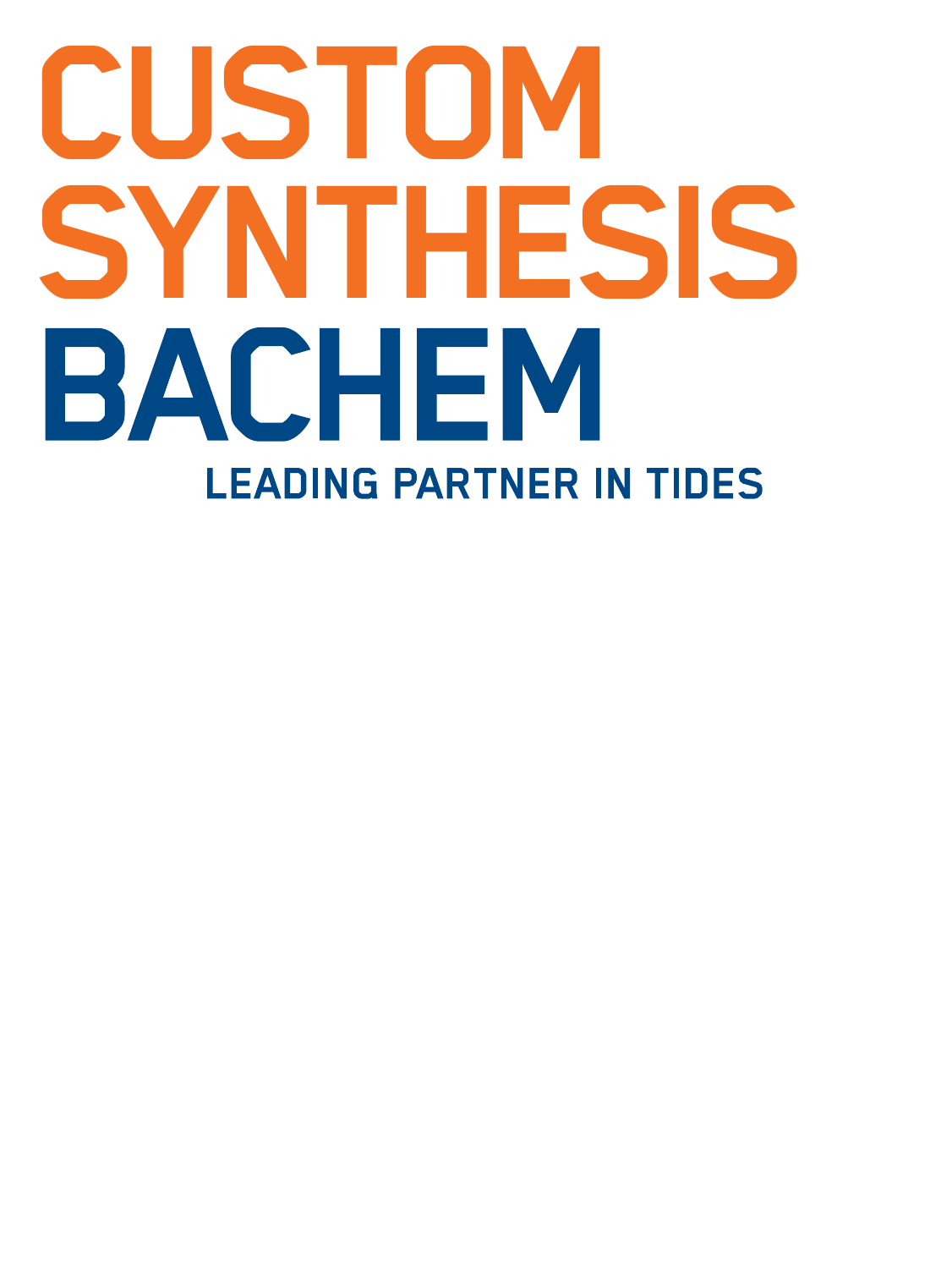# CUSTOM SYNTHESIS

# BACHEM

LEADING PARTNER IN TIDES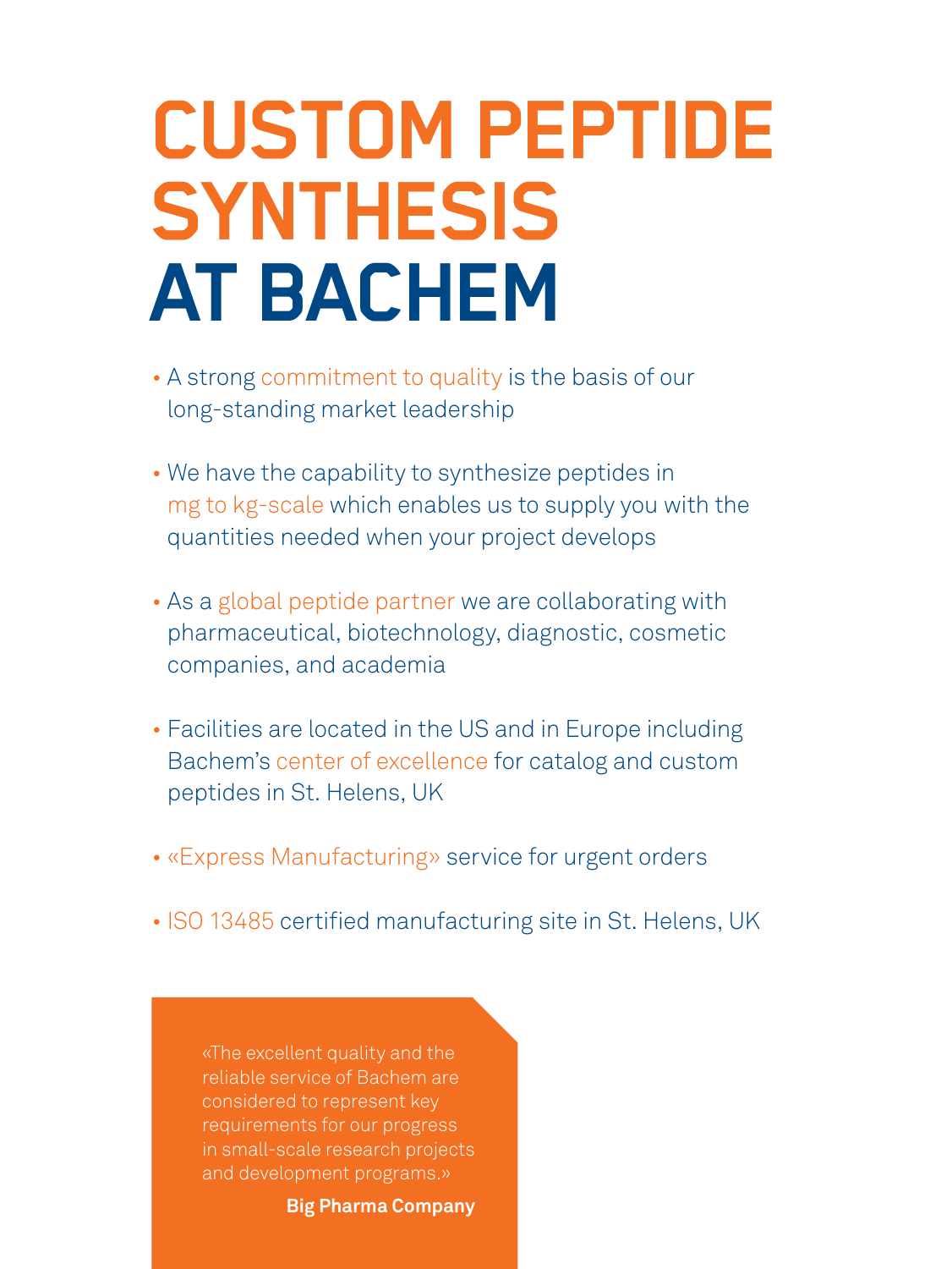# CUSTOM PEPTIDE SYNTHESIS AT BACHEM

- A strong commitment to quality is the basis of our long-standing market leadership
- We have the capability to synthesize peptides in mg to kg-scale which enables us to supply you with the quantities needed when your project develops
- As a global peptide partner we are collaborating with pharmaceutical, biotechnology, diagnostic, cosmetic companies, and academia
- Facilities are located in the US and in Europe including Bachem's center of excellence for catalog and custom peptides in St. Helens, UK
- «Express Manufacturing» service for urgent orders
- ISO 13485 certified manufacturing site in St. Helens, UK

> «The excellent quality and the reliable service of Bachem are considered to represent key requirements for our progress in small-scale research projects and development programs.»
>
> **Big Pharma Company**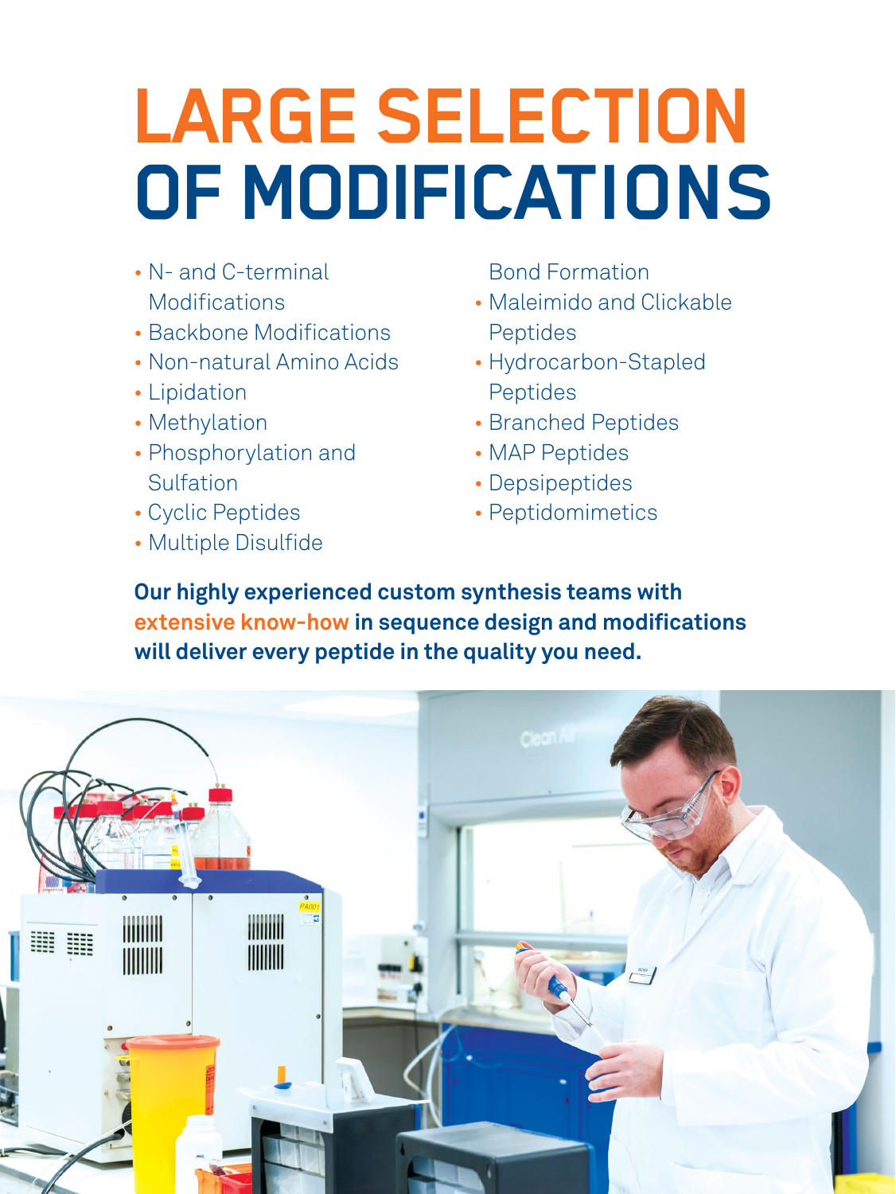# LARGE SELECTION OF MODIFICATIONS

- N- and C-terminal Modifications
- Backbone Modifications
- Non-natural Amino Acids
- Lipidation
- Methylation
- Phosphorylation and Sulfation
- Cyclic Peptides
- Multiple Disulfide Bond Formation
- Maleimido and Clickable Peptides
- Hydrocarbon-Stapled Peptides
- Branched Peptides
- MAP Peptides
- Depsipeptides
- Peptidomimetics

**Our highly experienced custom synthesis teams with extensive know-how in sequence design and modifications will deliver every peptide in the quality you need.**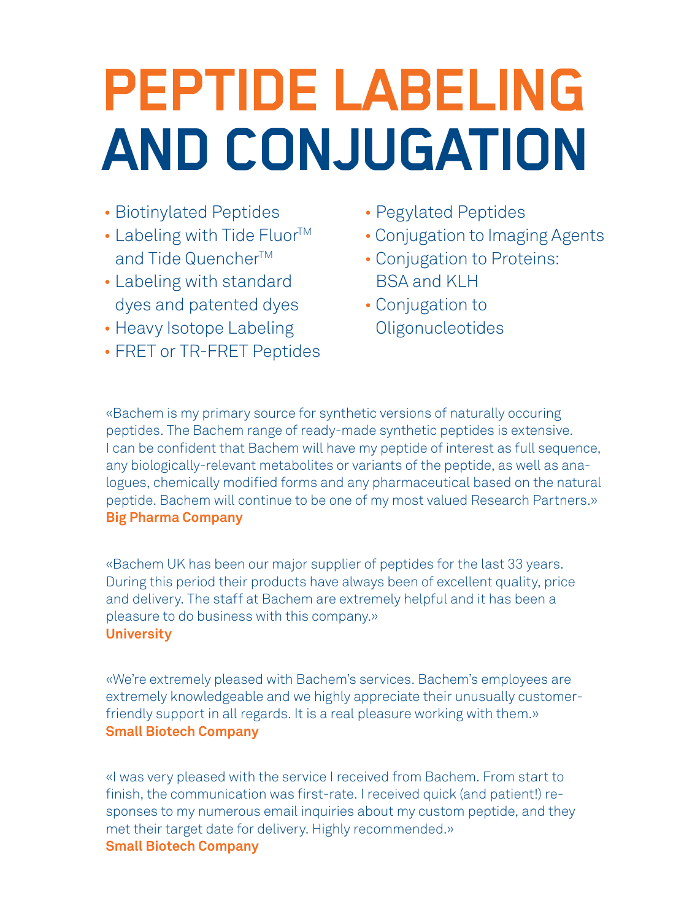# PEPTIDE LABELING AND CONJUGATION

- Biotinylated Peptides
- Labeling with Tide Fluor™ and Tide Quencher™
- Labeling with standard dyes and patented dyes
- Heavy Isotope Labeling
- FRET or TR-FRET Peptides
- Pegylated Peptides
- Conjugation to Imaging Agents
- Conjugation to Proteins: BSA and KLH
- Conjugation to Oligonucleotides

«Bachem is my primary source for synthetic versions of naturally occuring peptides. The Bachem range of ready-made synthetic peptides is extensive. I can be confident that Bachem will have my peptide of interest as full sequence, any biologically-relevant metabolites or variants of the peptide, as well as analogues, chemically modified forms and any pharmaceutical based on the natural peptide. Bachem will continue to be one of my most valued Research Partners.»
**Big Pharma Company**

«Bachem UK has been our major supplier of peptides for the last 33 years. During this period their products have always been of excellent quality, price and delivery. The staff at Bachem are extremely helpful and it has been a pleasure to do business with this company.»
**University**

«We're extremely pleased with Bachem's services. Bachem's employees are extremely knowledgeable and we highly appreciate their unusually customer-friendly support in all regards. It is a real pleasure working with them.»
**Small Biotech Company**

«I was very pleased with the service I received from Bachem. From start to finish, the communication was first-rate. I received quick (and patient!) responses to my numerous email inquiries about my custom peptide, and they met their target date for delivery. Highly recommended.»
**Small Biotech Company**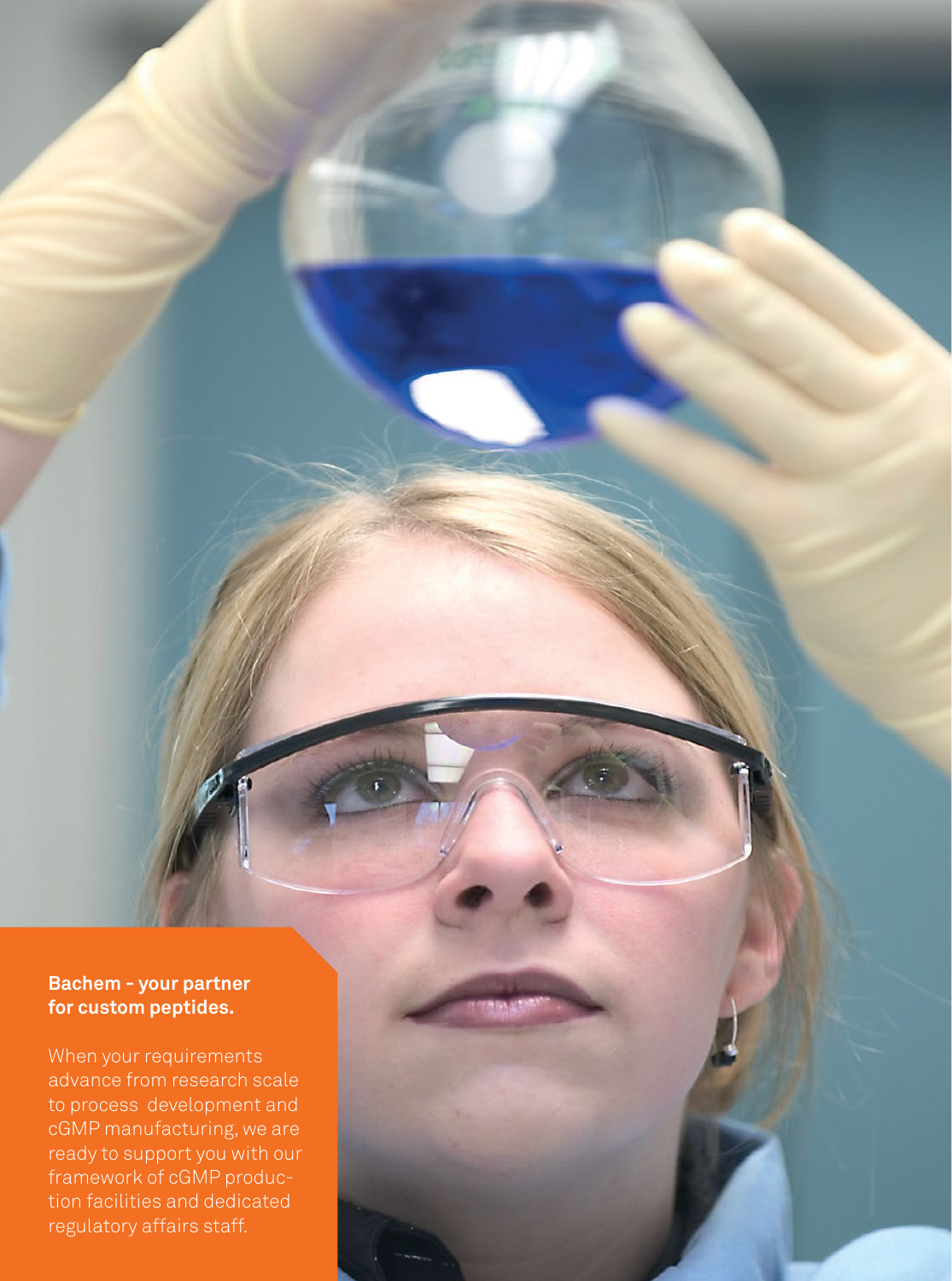**Bachem – your partner for custom peptides.**

When your requirements advance from research scale to process development and cGMP manufacturing, we are ready to support you with our framework of cGMP production facilities and dedicated regulatory affairs staff.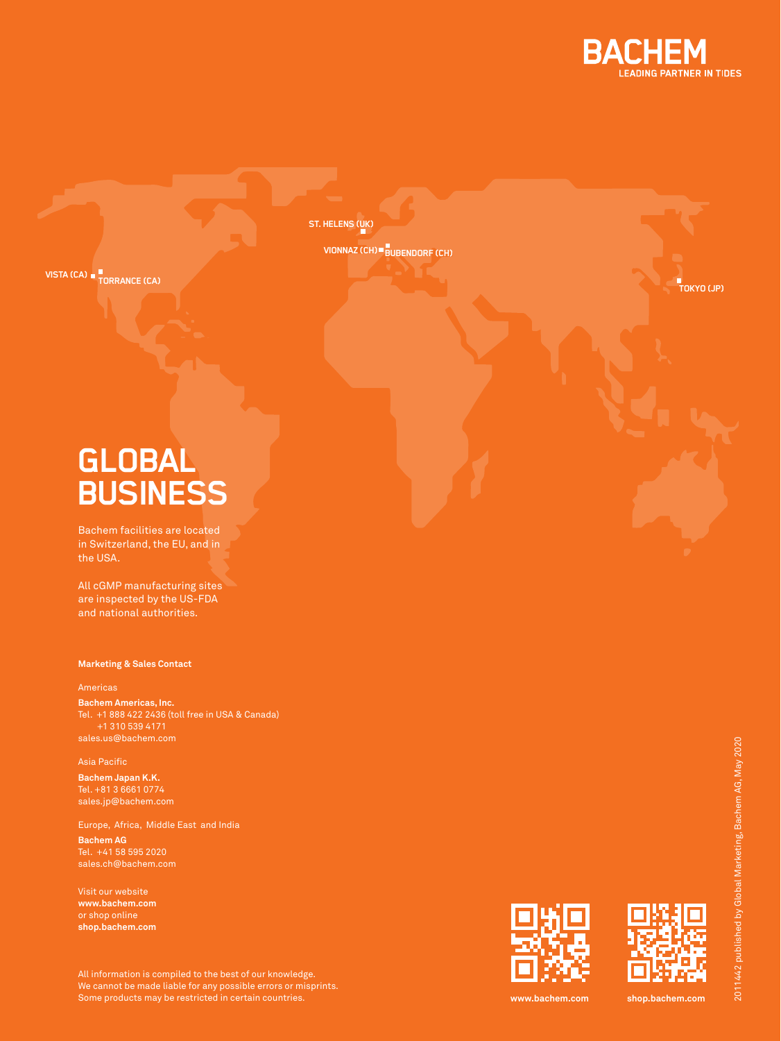BACHEM
LEADING PARTNER IN TIDES

VISTA (CA)
TORRANCE (CA)
ST. HELENS (UK)
VIONNAZ (CH)
BUBENDORF (CH)
TOKYO (JP)

# GLOBAL BUSINESS

Bachem facilities are located in Switzerland, the EU, and in the USA.

All cGMP manufacturing sites are inspected by the US-FDA and national authorities.

**Marketing & Sales Contact**

Americas

**Bachem Americas, Inc.**
Tel. +1 888 422 2436 (toll free in USA & Canada)
+1 310 539 4171
sales.us@bachem.com

Asia Pacific

**Bachem Japan K.K.**
Tel. +81 3 6661 0774
sales.jp@bachem.com

Europe, Africa, Middle East and India

**Bachem AG**
Tel. +41 58 595 2020
sales.ch@bachem.com

Visit our website
**www.bachem.com**
or shop online
**shop.bachem.com**

All information is compiled to the best of our knowledge.
We cannot be made liable for any possible errors or misprints.
Some products may be restricted in certain countries.

**www.bachem.com** **shop.bachem.com**

2011442 published by Global Marketing, Bachem AG, May 2020